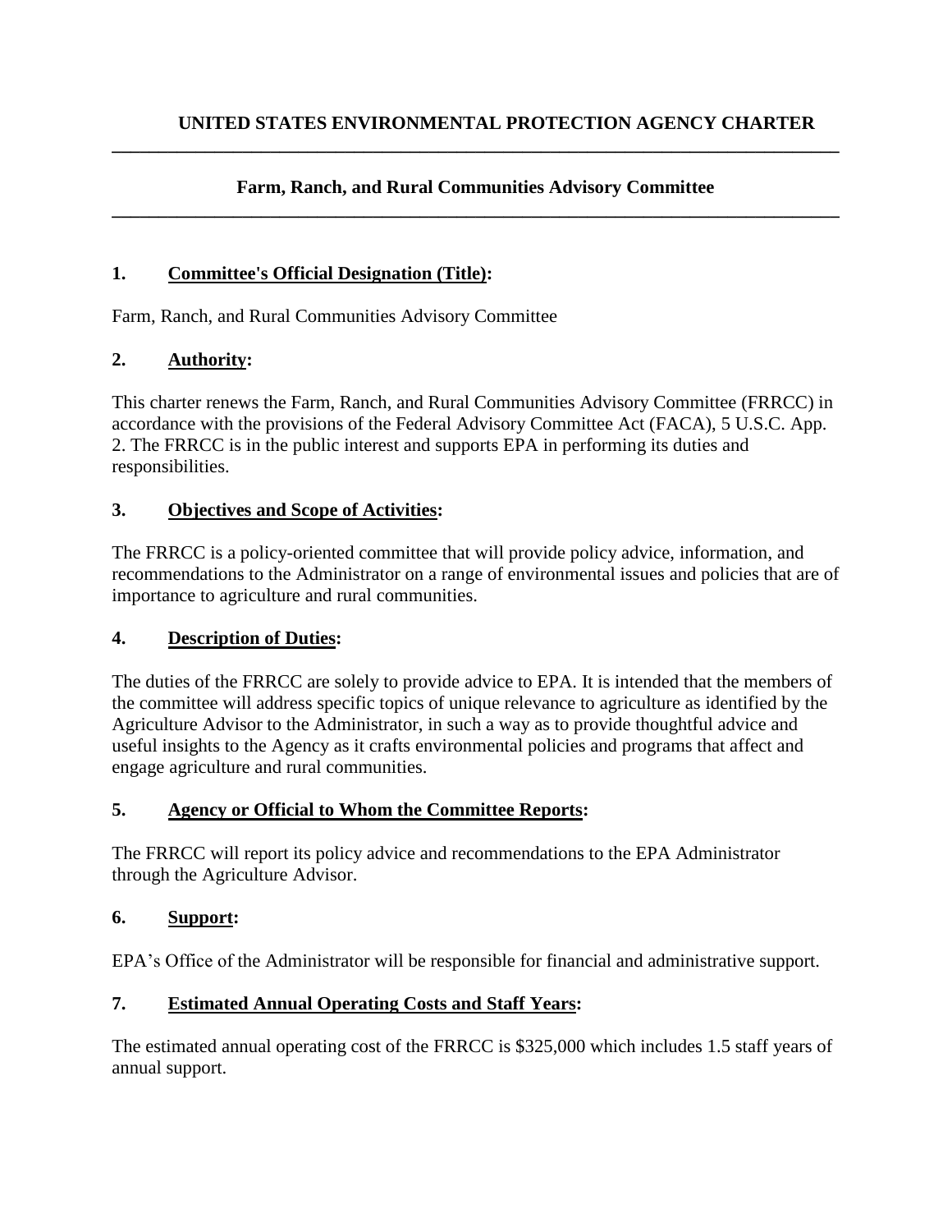# UNITED STATES ENVIRONMENTAL PROTECTION AGENCY CHARTER

---

## Farm, Ranch, and Rural Communities Advisory Committee

---

### 1. Committee's Official Designation (Title):

Farm, Ranch, and Rural Communities Advisory Committee

### 2. Authority:

This charter renews the Farm, Ranch, and Rural Communities Advisory Committee (FRRCC) in accordance with the provisions of the Federal Advisory Committee Act (FACA), 5 U.S.C. App. 2. The FRRCC is in the public interest and supports EPA in performing its duties and responsibilities.

### 3. Objectives and Scope of Activities:

The FRRCC is a policy-oriented committee that will provide policy advice, information, and recommendations to the Administrator on a range of environmental issues and policies that are of importance to agriculture and rural communities.

### 4. Description of Duties:

The duties of the FRRCC are solely to provide advice to EPA. It is intended that the members of the committee will address specific topics of unique relevance to agriculture as identified by the Agriculture Advisor to the Administrator, in such a way as to provide thoughtful advice and useful insights to the Agency as it crafts environmental policies and programs that affect and engage agriculture and rural communities.

### 5. Agency or Official to Whom the Committee Reports:

The FRRCC will report its policy advice and recommendations to the EPA Administrator through the Agriculture Advisor.

### 6. Support:

EPA's Office of the Administrator will be responsible for financial and administrative support.

### 7. Estimated Annual Operating Costs and Staff Years:

The estimated annual operating cost of the FRRCC is $325,000 which includes 1.5 staff years of annual support.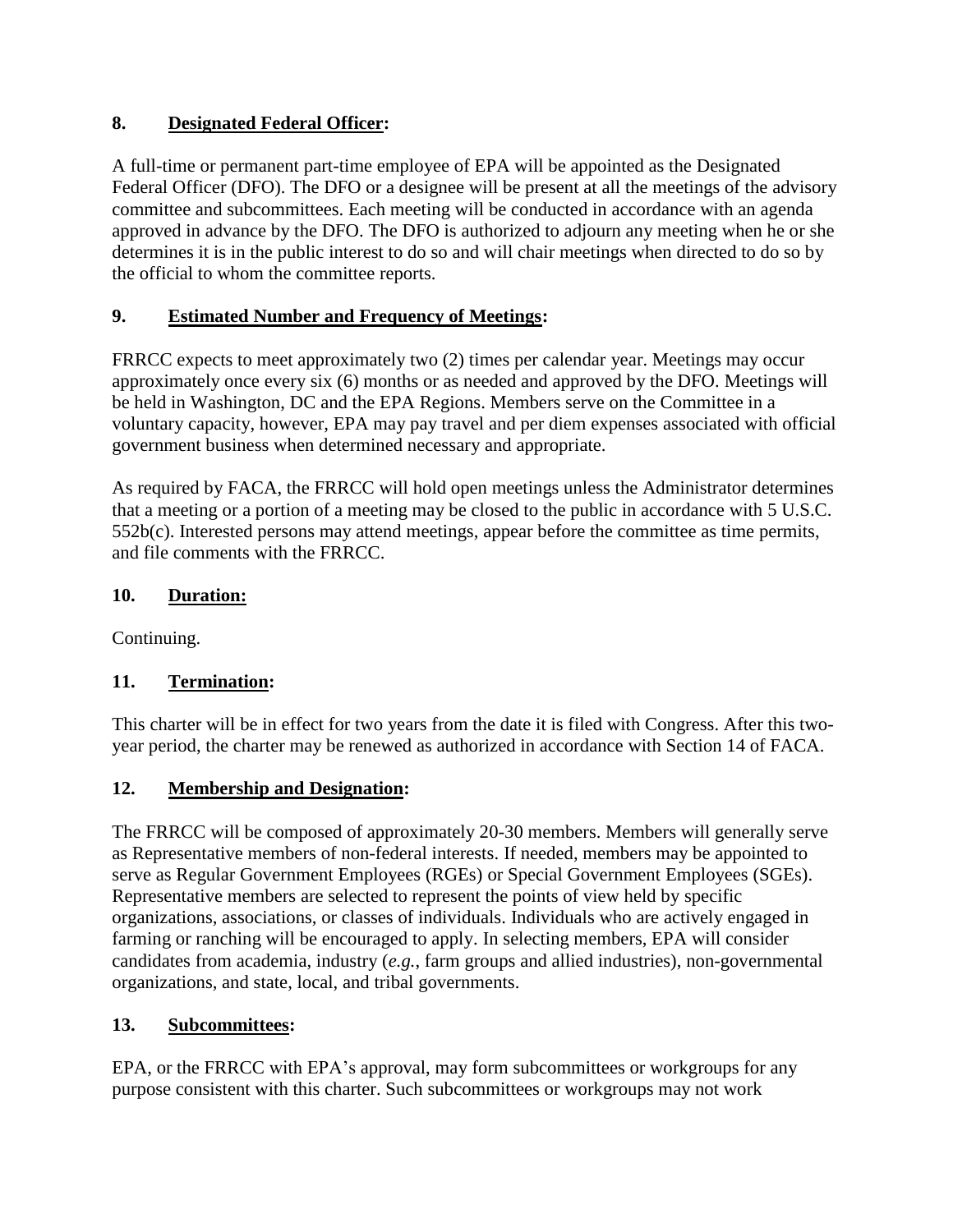## 8. Designated Federal Officer:

A full-time or permanent part-time employee of EPA will be appointed as the Designated Federal Officer (DFO). The DFO or a designee will be present at all the meetings of the advisory committee and subcommittees. Each meeting will be conducted in accordance with an agenda approved in advance by the DFO. The DFO is authorized to adjourn any meeting when he or she determines it is in the public interest to do so and will chair meetings when directed to do so by the official to whom the committee reports.

## 9. Estimated Number and Frequency of Meetings:

FRRCC expects to meet approximately two (2) times per calendar year. Meetings may occur approximately once every six (6) months or as needed and approved by the DFO. Meetings will be held in Washington, DC and the EPA Regions. Members serve on the Committee in a voluntary capacity, however, EPA may pay travel and per diem expenses associated with official government business when determined necessary and appropriate.

As required by FACA, the FRRCC will hold open meetings unless the Administrator determines that a meeting or a portion of a meeting may be closed to the public in accordance with 5 U.S.C. 552b(c). Interested persons may attend meetings, appear before the committee as time permits, and file comments with the FRRCC.

## 10. Duration:

Continuing.

## 11. Termination:

This charter will be in effect for two years from the date it is filed with Congress. After this two-year period, the charter may be renewed as authorized in accordance with Section 14 of FACA.

## 12. Membership and Designation:

The FRRCC will be composed of approximately 20-30 members. Members will generally serve as Representative members of non-federal interests. If needed, members may be appointed to serve as Regular Government Employees (RGEs) or Special Government Employees (SGEs). Representative members are selected to represent the points of view held by specific organizations, associations, or classes of individuals. Individuals who are actively engaged in farming or ranching will be encouraged to apply. In selecting members, EPA will consider candidates from academia, industry (*e.g.*, farm groups and allied industries), non-governmental organizations, and state, local, and tribal governments.

## 13. Subcommittees:

EPA, or the FRRCC with EPA's approval, may form subcommittees or workgroups for any purpose consistent with this charter. Such subcommittees or workgroups may not work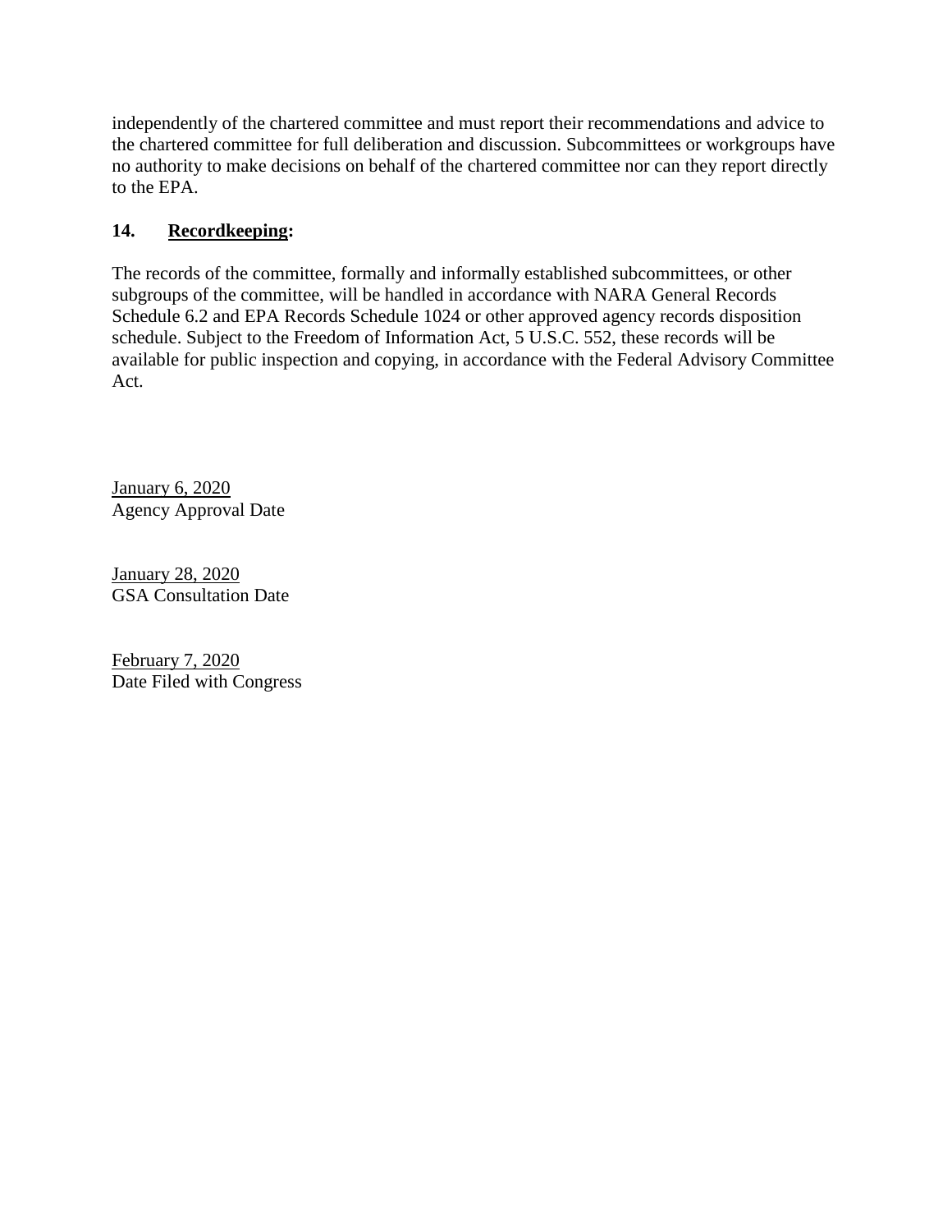independently of the chartered committee and must report their recommendations and advice to the chartered committee for full deliberation and discussion. Subcommittees or workgroups have no authority to make decisions on behalf of the chartered committee nor can they report directly to the EPA.

## 14. Recordkeeping:

The records of the committee, formally and informally established subcommittees, or other subgroups of the committee, will be handled in accordance with NARA General Records Schedule 6.2 and EPA Records Schedule 1024 or other approved agency records disposition schedule. Subject to the Freedom of Information Act, 5 U.S.C. 552, these records will be available for public inspection and copying, in accordance with the Federal Advisory Committee Act.

January 6, 2020
Agency Approval Date

January 28, 2020
GSA Consultation Date

February 7, 2020
Date Filed with Congress